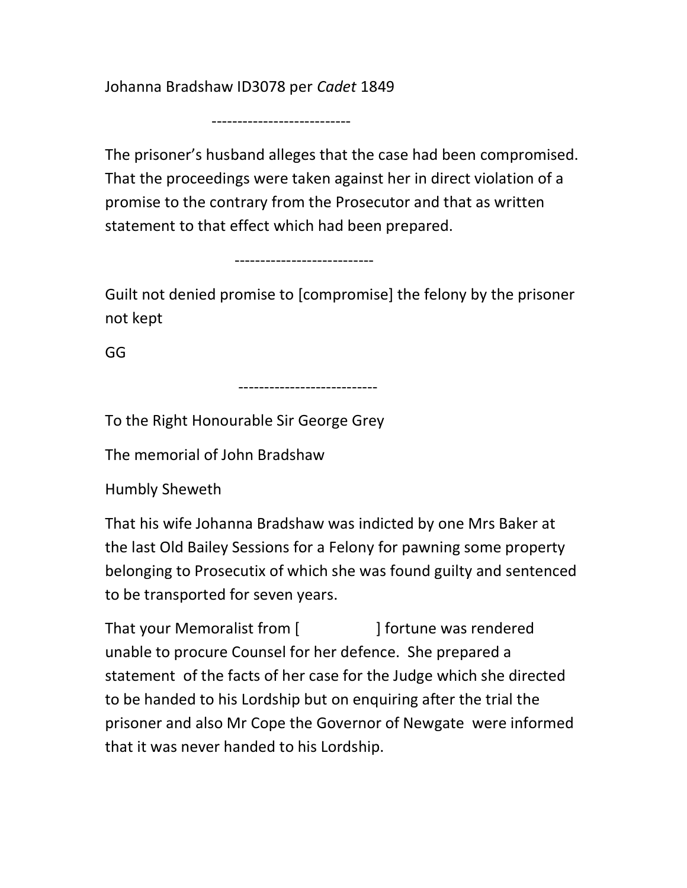Johanna Bradshaw ID3078 per *Cadet* 1849

---------------------------

The prisoner's husband alleges that the case had been compromised. That the proceedings were taken against her in direct violation of a promise to the contrary from the Prosecutor and that as written statement to that effect which had been prepared.

---------------------------

Guilt not denied promise to [compromise] the felony by the prisoner not kept

GG

---------------------------

To the Right Honourable Sir George Grey

The memorial of John Bradshaw

Humbly Sheweth

That his wife Johanna Bradshaw was indicted by one Mrs Baker at the last Old Bailey Sessions for a Felony for pawning some property belonging to Prosecutix of which she was found guilty and sentenced to be transported for seven years.

That your Memoralist from [ ] fortune was rendered unable to procure Counsel for her defence. She prepared a statement of the facts of her case for the Judge which she directed to be handed to his Lordship but on enquiring after the trial the prisoner and also Mr Cope the Governor of Newgate were informed that it was never handed to his Lordship.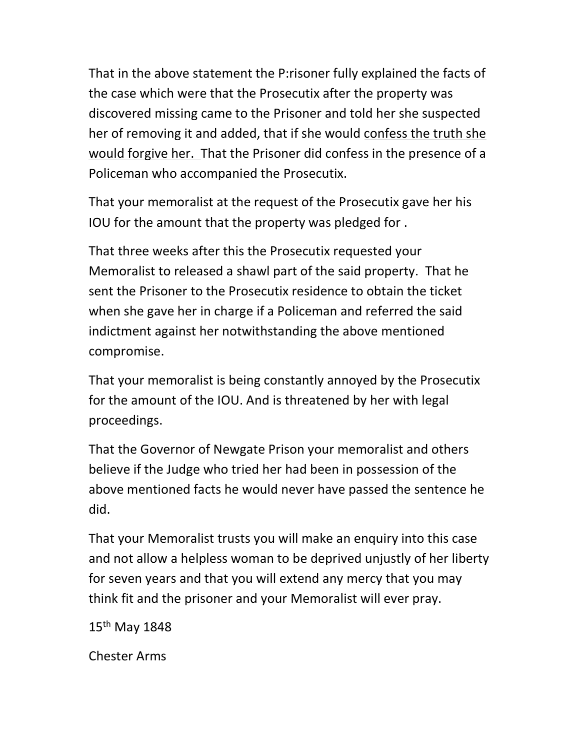That in the above statement the P:risoner fully explained the facts of the case which were that the Prosecutix after the property was discovered missing came to the Prisoner and told her she suspected her of removing it and added, that if she would <u>confess the truth she would forgive her.</u> That the Prisoner did confess in the presence of a Policeman who accompanied the Prosecutix.

That your memoralist at the request of the Prosecutix gave her his IOU for the amount that the property was pledged for .

That three weeks after this the Prosecutix requested your Memoralist to released a shawl part of the said property. That he sent the Prisoner to the Prosecutix residence to obtain the ticket when she gave her in charge if a Policeman and referred the said indictment against her notwithstanding the above mentioned compromise.

That your memoralist is being constantly annoyed by the Prosecutix for the amount of the IOU. And is threatened by her with legal proceedings.

That the Governor of Newgate Prison your memoralist and others believe if the Judge who tried her had been in possession of the above mentioned facts he would never have passed the sentence he did.

That your Memoralist trusts you will make an enquiry into this case and not allow a helpless woman to be deprived unjustly of her liberty for seven years and that you will extend any mercy that you may think fit and the prisoner and your Memoralist will ever pray.

15th May 1848

Chester Arms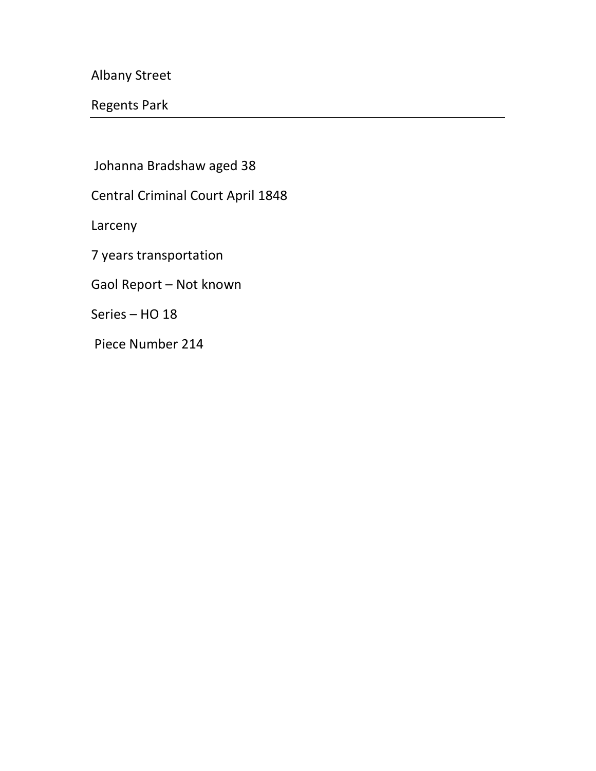Albany Street

Regents Park

---

Johanna Bradshaw aged 38

Central Criminal Court April 1848

Larceny

7 years transportation

Gaol Report – Not known

Series – HO 18

Piece Number 214